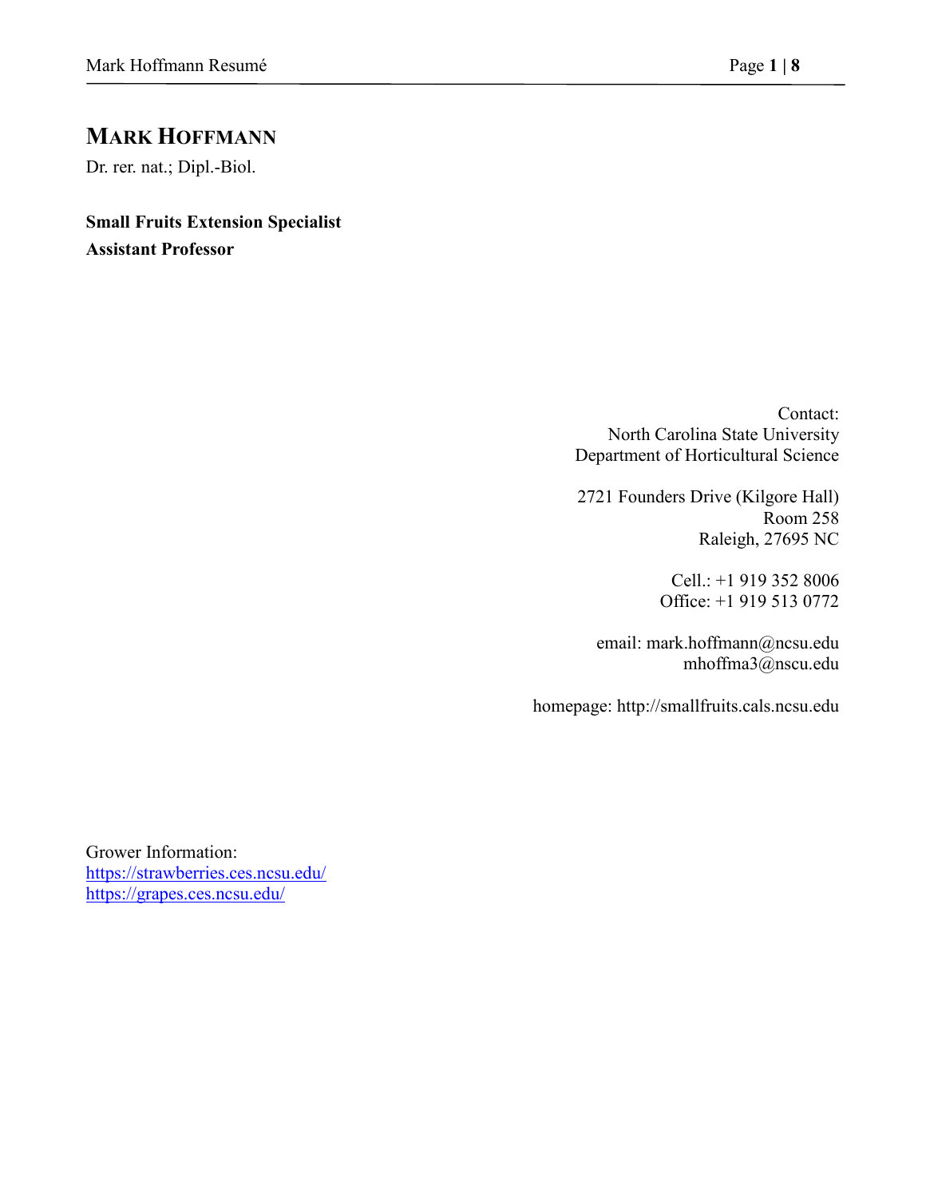# MARK HOFFMANN

Dr. rer. nat.; Dipl.-Biol.

**Small Fruits Extension Specialist**
**Assistant Professor**

Contact:
North Carolina State University
Department of Horticultural Science

2721 Founders Drive (Kilgore Hall)
Room 258
Raleigh, 27695 NC

Cell.: +1 919 352 8006
Office: +1 919 513 0772

email: mark.hoffmann@ncsu.edu
mhoffma3@nscu.edu

homepage: http://smallfruits.cals.ncsu.edu

Grower Information:
https://strawberries.ces.ncsu.edu/
https://grapes.ces.ncsu.edu/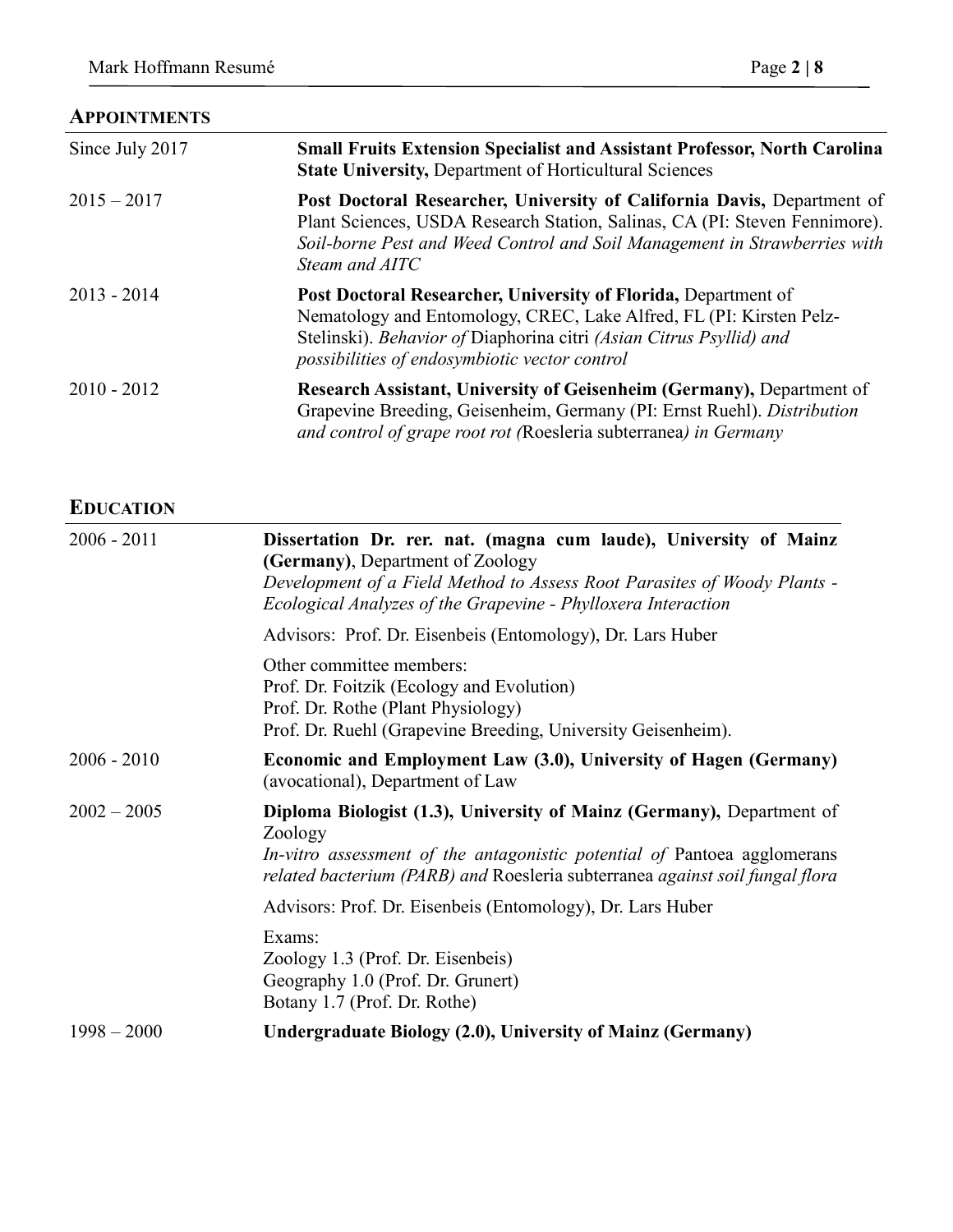## APPOINTMENTS

| | |
|---|---|
| Since July 2017 | **Small Fruits Extension Specialist and Assistant Professor, North Carolina State University,** Department of Horticultural Sciences |
| 2015 – 2017 | **Post Doctoral Researcher, University of California Davis,** Department of Plant Sciences, USDA Research Station, Salinas, CA (PI: Steven Fennimore). *Soil-borne Pest and Weed Control and Soil Management in Strawberries with Steam and AITC* |
| 2013 - 2014 | **Post Doctoral Researcher, University of Florida,** Department of Nematology and Entomology, CREC, Lake Alfred, FL (PI: Kirsten Pelz-Stelinski). *Behavior of* Diaphorina citri *(Asian Citrus Psyllid) and possibilities of endosymbiotic vector control* |
| 2010 - 2012 | **Research Assistant, University of Geisenheim (Germany),** Department of Grapevine Breeding, Geisenheim, Germany (PI: Ernst Ruehl). *Distribution and control of grape root rot (*Roesleria subterranea*) in Germany* |

## EDUCATION

| | |
|---|---|
| 2006 - 2011 | **Dissertation Dr. rer. nat. (magna cum laude), University of Mainz (Germany)**, Department of Zoology<br>*Development of a Field Method to Assess Root Parasites of Woody Plants - Ecological Analyzes of the Grapevine - Phylloxera Interaction*<br><br>Advisors: Prof. Dr. Eisenbeis (Entomology), Dr. Lars Huber<br><br>Other committee members:<br>Prof. Dr. Foitzik (Ecology and Evolution)<br>Prof. Dr. Rothe (Plant Physiology)<br>Prof. Dr. Ruehl (Grapevine Breeding, University Geisenheim). |
| 2006 - 2010 | **Economic and Employment Law (3.0), University of Hagen (Germany)** (avocational), Department of Law |
| 2002 – 2005 | **Diploma Biologist (1.3), University of Mainz (Germany),** Department of Zoology<br>*In-vitro assessment of the antagonistic potential of* Pantoea agglomerans *related bacterium (PARB) and* Roesleria subterranea *against soil fungal flora*<br><br>Advisors: Prof. Dr. Eisenbeis (Entomology), Dr. Lars Huber<br><br>Exams:<br>Zoology 1.3 (Prof. Dr. Eisenbeis)<br>Geography 1.0 (Prof. Dr. Grunert)<br>Botany 1.7 (Prof. Dr. Rothe) |
| 1998 – 2000 | **Undergraduate Biology (2.0), University of Mainz (Germany)** |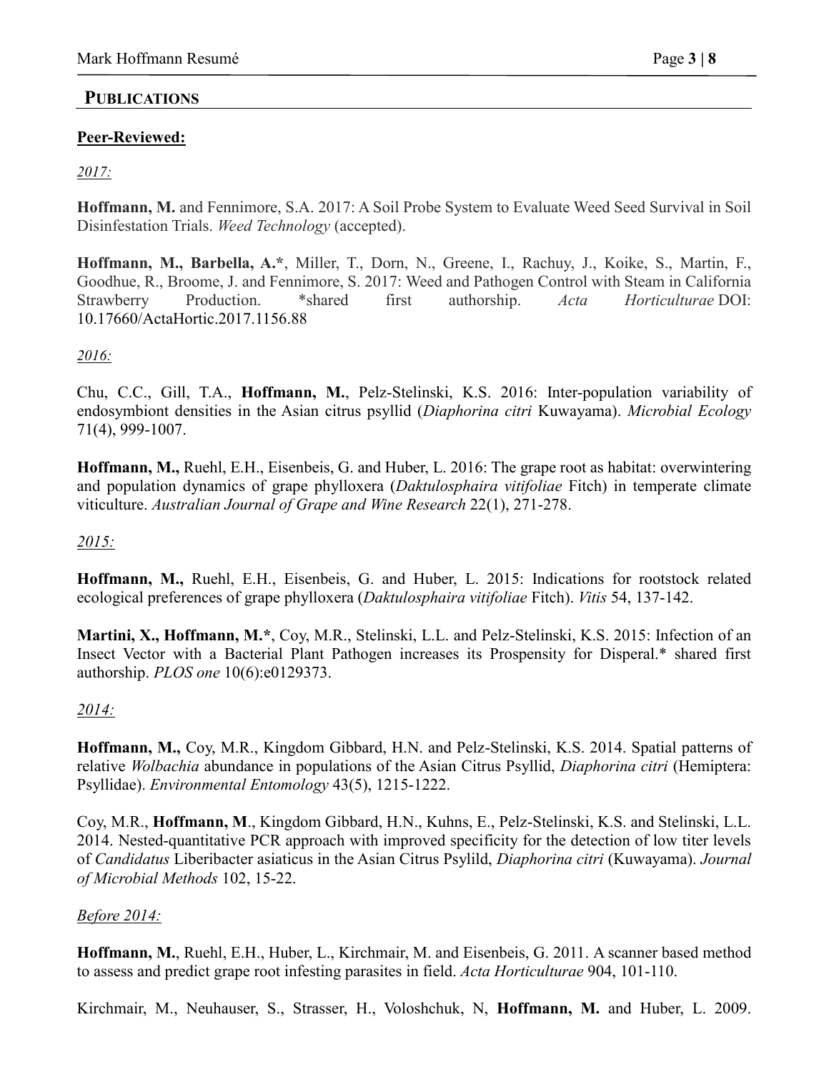## PUBLICATIONS

**Peer-Reviewed:**

*2017:*

**Hoffmann, M.** and Fennimore, S.A. 2017: A Soil Probe System to Evaluate Weed Seed Survival in Soil Disinfestation Trials. *Weed Technology* (accepted).

**Hoffmann, M., Barbella, A.***, Miller, T., Dorn, N., Greene, I., Rachuy, J., Koike, S., Martin, F., Goodhue, R., Broome, J. and Fennimore, S. 2017: Weed and Pathogen Control with Steam in California Strawberry Production. *shared first authorship. *Acta Horticulturae* DOI: 10.17660/ActaHortic.2017.1156.88

*2016:*

Chu, C.C., Gill, T.A., **Hoffmann, M.**, Pelz-Stelinski, K.S. 2016: Inter-population variability of endosymbiont densities in the Asian citrus psyllid (*Diaphorina citri* Kuwayama). *Microbial Ecology* 71(4), 999-1007.

**Hoffmann, M.,** Ruehl, E.H., Eisenbeis, G. and Huber, L. 2016: The grape root as habitat: overwintering and population dynamics of grape phylloxera (*Daktulosphaira vitifoliae* Fitch) in temperate climate viticulture. *Australian Journal of Grape and Wine Research* 22(1), 271-278.

*2015:*

**Hoffmann, M.,** Ruehl, E.H., Eisenbeis, G. and Huber, L. 2015: Indications for rootstock related ecological preferences of grape phylloxera (*Daktulosphaira vitifoliae* Fitch). *Vitis* 54, 137-142.

**Martini, X., Hoffmann, M.***, Coy, M.R., Stelinski, L.L. and Pelz-Stelinski, K.S. 2015: Infection of an Insect Vector with a Bacterial Plant Pathogen increases its Prospensity for Disperal.* shared first authorship. *PLOS one* 10(6):e0129373.

*2014:*

**Hoffmann, M.,** Coy, M.R., Kingdom Gibbard, H.N. and Pelz-Stelinski, K.S. 2014. Spatial patterns of relative *Wolbachia* abundance in populations of the Asian Citrus Psyllid, *Diaphorina citri* (Hemiptera: Psyllidae). *Environmental Entomology* 43(5), 1215-1222.

Coy, M.R., **Hoffmann, M**., Kingdom Gibbard, H.N., Kuhns, E., Pelz-Stelinski, K.S. and Stelinski, L.L. 2014. Nested-quantitative PCR approach with improved specificity for the detection of low titer levels of *Candidatus* Liberibacter asiaticus in the Asian Citrus Psylild, *Diaphorina citri* (Kuwayama). *Journal of Microbial Methods* 102, 15-22.

*Before 2014:*

**Hoffmann, M.**, Ruehl, E.H., Huber, L., Kirchmair, M. and Eisenbeis, G. 2011. A scanner based method to assess and predict grape root infesting parasites in field. *Acta Horticulturae* 904, 101-110.

Kirchmair, M., Neuhauser, S., Strasser, H., Voloshchuk, N, **Hoffmann, M.** and Huber, L. 2009.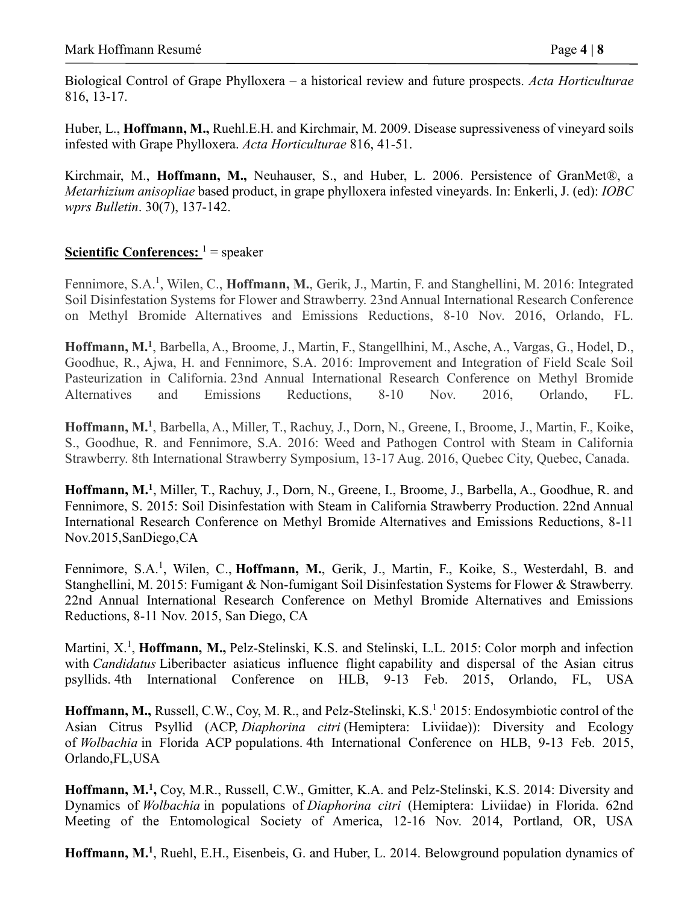Biological Control of Grape Phylloxera – a historical review and future prospects. *Acta Horticulturae* 816, 13-17.

Huber, L., **Hoffmann, M.,** Ruehl.E.H. and Kirchmair, M. 2009. Disease supressiveness of vineyard soils infested with Grape Phylloxera. *Acta Horticulturae* 816, 41-51.

Kirchmair, M., **Hoffmann, M.,** Neuhauser, S., and Huber, L. 2006. Persistence of GranMet®, a *Metarhizium anisopliae* based product, in grape phylloxera infested vineyards. In: Enkerli, J. (ed): *IOBC wprs Bulletin*. 30(7), 137-142.

**Scientific Conferences:** [1] = speaker

Fennimore, S.A.[1], Wilen, C., **Hoffmann, M.**, Gerik, J., Martin, F. and Stanghellini, M. 2016: Integrated Soil Disinfestation Systems for Flower and Strawberry. 23nd Annual International Research Conference on Methyl Bromide Alternatives and Emissions Reductions, 8-10 Nov. 2016, Orlando, FL.

**Hoffmann, M.[1]**, Barbella, A., Broome, J., Martin, F., Stangellhini, M., Asche, A., Vargas, G., Hodel, D., Goodhue, R., Ajwa, H. and Fennimore, S.A. 2016: Improvement and Integration of Field Scale Soil Pasteurization in California. 23nd Annual International Research Conference on Methyl Bromide Alternatives and Emissions Reductions, 8-10 Nov. 2016, Orlando, FL.

**Hoffmann, M.[1]**, Barbella, A., Miller, T., Rachuy, J., Dorn, N., Greene, I., Broome, J., Martin, F., Koike, S., Goodhue, R. and Fennimore, S.A. 2016: Weed and Pathogen Control with Steam in California Strawberry. 8th International Strawberry Symposium, 13-17 Aug. 2016, Quebec City, Quebec, Canada.

**Hoffmann, M.[1]**, Miller, T., Rachuy, J., Dorn, N., Greene, I., Broome, J., Barbella, A., Goodhue, R. and Fennimore, S. 2015: Soil Disinfestation with Steam in California Strawberry Production. 22nd Annual International Research Conference on Methyl Bromide Alternatives and Emissions Reductions, 8-11 Nov.2015,SanDiego,CA

Fennimore, S.A.[1], Wilen, C., **Hoffmann, M.**, Gerik, J., Martin, F., Koike, S., Westerdahl, B. and Stanghellini, M. 2015: Fumigant & Non-fumigant Soil Disinfestation Systems for Flower & Strawberry. 22nd Annual International Research Conference on Methyl Bromide Alternatives and Emissions Reductions, 8-11 Nov. 2015, San Diego, CA

Martini, X.[1], **Hoffmann, M.,** Pelz-Stelinski, K.S. and Stelinski, L.L. 2015: Color morph and infection with *Candidatus* Liberibacter asiaticus influence flight capability and dispersal of the Asian citrus psyllids. 4th International Conference on HLB, 9-13 Feb. 2015, Orlando, FL, USA

**Hoffmann, M.,** Russell, C.W., Coy, M. R., and Pelz-Stelinski, K.S.[1] 2015: Endosymbiotic control of the Asian Citrus Psyllid (ACP, *Diaphorina citri* (Hemiptera: Liviidae)): Diversity and Ecology of *Wolbachia* in Florida ACP populations. 4th International Conference on HLB, 9-13 Feb. 2015, Orlando,FL,USA

**Hoffmann, M.[1],** Coy, M.R., Russell, C.W., Gmitter, K.A. and Pelz-Stelinski, K.S. 2014: Diversity and Dynamics of *Wolbachia* in populations of *Diaphorina citri* (Hemiptera: Liviidae) in Florida. 62nd Meeting of the Entomological Society of America, 12-16 Nov. 2014, Portland, OR, USA

**Hoffmann, M.[1]**, Ruehl, E.H., Eisenbeis, G. and Huber, L. 2014. Belowground population dynamics of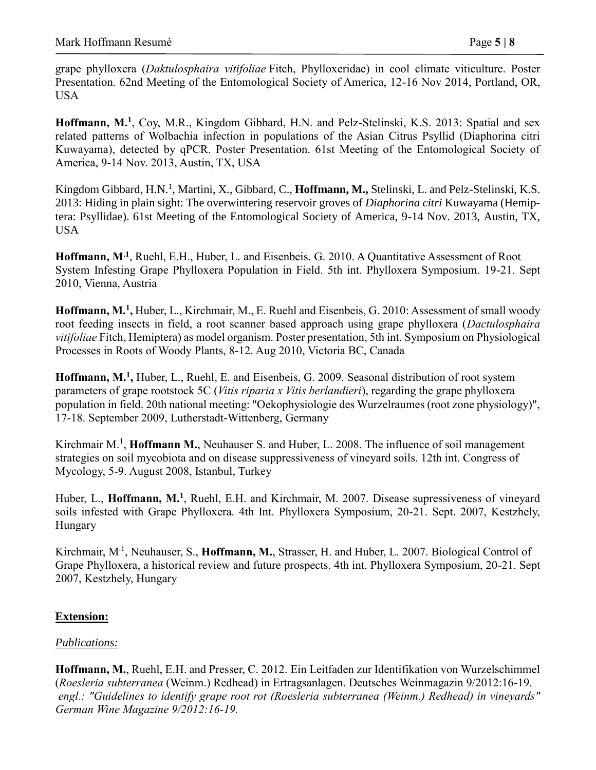grape phylloxera (*Daktulosphaira vitifoliae* Fitch, Phylloxeridae) in cool climate viticulture. Poster Presentation. 62nd Meeting of the Entomological Society of America, 12-16 Nov 2014, Portland, OR, USA

**Hoffmann, M.**[1], Coy, M.R., Kingdom Gibbard, H.N. and Pelz-Stelinski, K.S. 2013: Spatial and sex related patterns of Wolbachia infection in populations of the Asian Citrus Psyllid (Diaphorina citri Kuwayama), detected by qPCR. Poster Presentation. 61st Meeting of the Entomological Society of America, 9-14 Nov. 2013, Austin, TX, USA

Kingdom Gibbard, H.N.[1], Martini, X., Gibbard, C., **Hoffmann, M.,** Stelinski, L. and Pelz-Stelinski, K.S. 2013: Hiding in plain sight: The overwintering reservoir groves of *Diaphorina citri* Kuwayama (Hemiptera: Psyllidae). 61st Meeting of the Entomological Society of America, 9-14 Nov. 2013, Austin, TX, USA

**Hoffmann, M.**[1], Ruehl, E.H., Huber, L. and Eisenbeis. G. 2010. A Quantitative Assessment of Root System Infesting Grape Phylloxera Population in Field. 5th int. Phylloxera Symposium. 19-21. Sept 2010, Vienna, Austria

**Hoffmann, M.**[1]**,** Huber, L., Kirchmair, M., E. Ruehl and Eisenbeis, G. 2010: Assessment of small woody root feeding insects in field, a root scanner based approach using grape phylloxera (*Dactulosphaira vitifoliae* Fitch, Hemiptera) as model organism. Poster presentation, 5th int. Symposium on Physiological Processes in Roots of Woody Plants, 8-12. Aug 2010, Victoria BC, Canada

**Hoffmann, M.**[1]**,** Huber, L., Ruehl, E. and Eisenbeis, G. 2009. Seasonal distribution of root system parameters of grape rootstock 5C (*Vitis riparia x Vitis berlandieri*), regarding the grape phylloxera population in field. 20th national meeting: "Oekophysiologie des Wurzelraumes (root zone physiology)", 17-18. September 2009, Lutherstadt-Wittenberg, Germany

Kirchmair M.[1], **Hoffmann M.**, Neuhauser S. and Huber, L. 2008. The influence of soil management strategies on soil mycobiota and on disease suppressiveness of vineyard soils. 12th int. Congress of Mycology, 5-9. August 2008, Istanbul, Turkey

Huber, L., **Hoffmann, M.**[1], Ruehl, E.H. and Kirchmair, M. 2007. Disease supressiveness of vineyard soils infested with Grape Phylloxera. 4th Int. Phylloxera Symposium, 20-21. Sept. 2007, Kestzhely, Hungary

Kirchmair, M.[1], Neuhauser, S., **Hoffmann, M.**, Strasser, H. and Huber, L. 2007. Biological Control of Grape Phylloxera, a historical review and future prospects. 4th int. Phylloxera Symposium, 20-21. Sept 2007, Kestzhely, Hungary

## Extension:

### *Publications:*

**Hoffmann, M.**, Ruehl, E.H. and Presser, C. 2012. Ein Leitfaden zur Identifikation von Wurzelschimmel (*Roesleria subterranea* (Weinm.) Redhead) in Ertragsanlagen. Deutsches Weinmagazin 9/2012:16-19. *engl.: "Guidelines to identify grape root rot (Roesleria subterranea (Weinm.) Redhead) in vineyards" German Wine Magazine 9/2012:16-19.*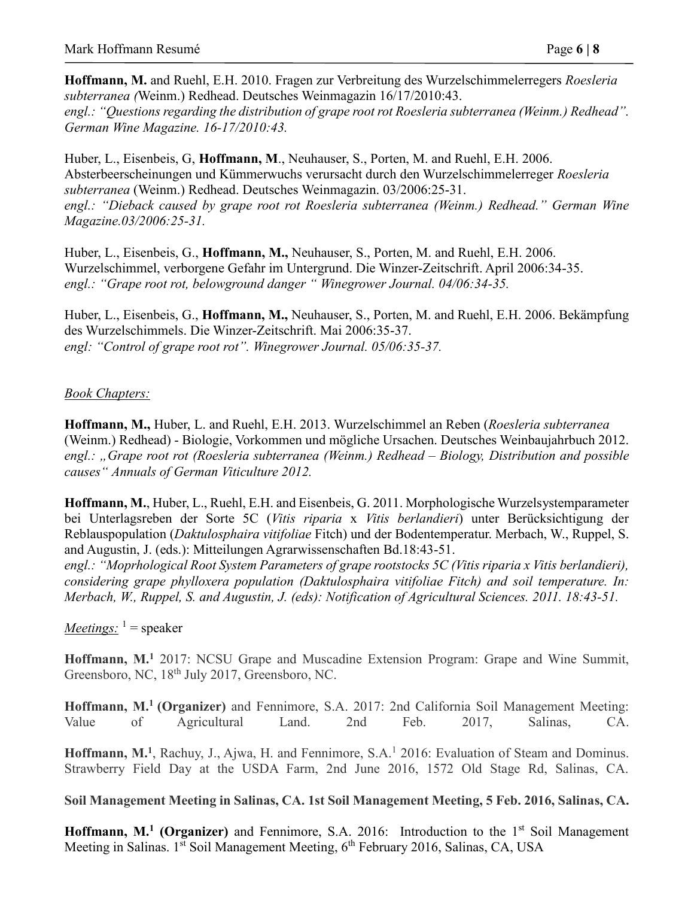**Hoffmann, M.** and Ruehl, E.H. 2010. Fragen zur Verbreitung des Wurzelschimmelerregers *Roesleria subterranea (*Weinm.) Redhead. Deutsches Weinmagazin 16/17/2010:43.
*engl.: "Questions regarding the distribution of grape root rot Roesleria subterranea (Weinm.) Redhead". German Wine Magazine. 16-17/2010:43.*

Huber, L., Eisenbeis, G, **Hoffmann, M**., Neuhauser, S., Porten, M. and Ruehl, E.H. 2006. Absterbeerscheinungen und Kümmerwuchs verursacht durch den Wurzelschimmelerreger *Roesleria subterranea* (Weinm.) Redhead. Deutsches Weinmagazin. 03/2006:25-31.
*engl.: "Dieback caused by grape root rot Roesleria subterranea (Weinm.) Redhead." German Wine Magazine.03/2006:25-31.*

Huber, L., Eisenbeis, G., **Hoffmann, M.,** Neuhauser, S., Porten, M. and Ruehl, E.H. 2006. Wurzelschimmel, verborgene Gefahr im Untergrund. Die Winzer-Zeitschrift. April 2006:34-35.
*engl.: "Grape root rot, belowground danger " Winegrower Journal. 04/06:34-35.*

Huber, L., Eisenbeis, G., **Hoffmann, M.,** Neuhauser, S., Porten, M. and Ruehl, E.H. 2006. Bekämpfung des Wurzelschimmels. Die Winzer-Zeitschrift. Mai 2006:35-37.
*engl: "Control of grape root rot". Winegrower Journal. 05/06:35-37.*

*Book Chapters:*

**Hoffmann, M.,** Huber, L. and Ruehl, E.H. 2013. Wurzelschimmel an Reben (*Roesleria subterranea* (Weinm.) Redhead) - Biologie, Vorkommen und mögliche Ursachen. Deutsches Weinbaujahrbuch 2012.
*engl.: „Grape root rot (Roesleria subterranea (Weinm.) Redhead – Biology, Distribution and possible causes" Annuals of German Viticulture 2012.*

**Hoffmann, M.**, Huber, L., Ruehl, E.H. and Eisenbeis, G. 2011. Morphologische Wurzelsystemparameter bei Unterlagsreben der Sorte 5C (*Vitis riparia* x *Vitis berlandieri*) unter Berücksichtigung der Reblauspopulation (*Daktulosphaira vitifoliae* Fitch) und der Bodentemperatur. Merbach, W., Ruppel, S. and Augustin, J. (eds.): Mitteilungen Agrarwissenschaften Bd.18:43-51.
*engl.: "Moprhological Root System Parameters of grape rootstocks 5C (Vitis riparia x Vitis berlandieri), considering grape phylloxera population (Daktulosphaira vitifoliae Fitch) and soil temperature. In: Merbach, W., Ruppel, S. and Augustin, J. (eds): Notification of Agricultural Sciences. 2011. 18:43-51.*

*Meetings:* [1] = speaker

**Hoffmann, M.[1]** 2017: NCSU Grape and Muscadine Extension Program: Grape and Wine Summit, Greensboro, NC, 18th July 2017, Greensboro, NC.

**Hoffmann, M.[1] (Organizer)** and Fennimore, S.A. 2017: 2nd California Soil Management Meeting: Value of Agricultural Land. 2nd Feb. 2017, Salinas, CA.

**Hoffmann, M.[1]**, Rachuy, J., Ajwa, H. and Fennimore, S.A.[1] 2016: Evaluation of Steam and Dominus. Strawberry Field Day at the USDA Farm, 2nd June 2016, 1572 Old Stage Rd, Salinas, CA.

**Soil Management Meeting in Salinas, CA. 1st Soil Management Meeting, 5 Feb. 2016, Salinas, CA.**

**Hoffmann, M.[1] (Organizer)** and Fennimore, S.A. 2016: Introduction to the 1st Soil Management Meeting in Salinas. 1st Soil Management Meeting, 6th February 2016, Salinas, CA, USA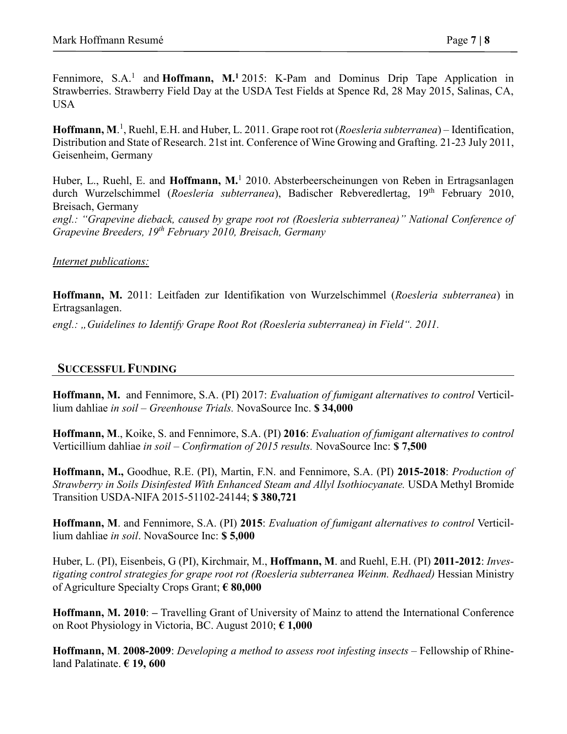Fennimore, S.A.[1] and **Hoffmann, M.[1]** 2015: K-Pam and Dominus Drip Tape Application in Strawberries. Strawberry Field Day at the USDA Test Fields at Spence Rd, 28 May 2015, Salinas, CA, USA

**Hoffmann, M**.[1], Ruehl, E.H. and Huber, L. 2011. Grape root rot (*Roesleria subterranea*) – Identification, Distribution and State of Research. 21st int. Conference of Wine Growing and Grafting. 21-23 July 2011, Geisenheim, Germany

Huber, L., Ruehl, E. and **Hoffmann, M.**[1] 2010. Absterbeerscheinungen von Reben in Ertragsanlagen durch Wurzelschimmel (*Roesleria subterranea*), Badischer Rebveredlertag, 19th February 2010, Breisach, Germany
*engl.: "Grapevine dieback, caused by grape root rot (Roesleria subterranea)" National Conference of Grapevine Breeders, 19th February 2010, Breisach, Germany*

*Internet publications:*

**Hoffmann, M.** 2011: Leitfaden zur Identifikation von Wurzelschimmel (*Roesleria subterranea*) in Ertragsanlagen.

*engl.: „Guidelines to Identify Grape Root Rot (Roesleria subterranea) in Field". 2011.*

## SUCCESSFUL FUNDING

**Hoffmann, M.** and Fennimore, S.A. (PI) 2017: *Evaluation of fumigant alternatives to control* Verticillium dahliae *in soil – Greenhouse Trials.* NovaSource Inc. **$ 34,000**

**Hoffmann, M**., Koike, S. and Fennimore, S.A. (PI) **2016**: *Evaluation of fumigant alternatives to control* Verticillium dahliae *in soil – Confirmation of 2015 results.* NovaSource Inc: **$ 7,500**

**Hoffmann, M.,** Goodhue, R.E. (PI), Martin, F.N. and Fennimore, S.A. (PI) **2015-2018**: *Production of Strawberry in Soils Disinfested With Enhanced Steam and Allyl Isothiocyanate.* USDA Methyl Bromide Transition USDA-NIFA 2015-51102-24144; **$ 380,721**

**Hoffmann, M**. and Fennimore, S.A. (PI) **2015**: *Evaluation of fumigant alternatives to control* Verticillium dahliae *in soil*. NovaSource Inc: **$ 5,000**

Huber, L. (PI), Eisenbeis, G (PI), Kirchmair, M., **Hoffmann, M**. and Ruehl, E.H. (PI) **2011-2012**: *Investigating control strategies for grape root rot (Roesleria subterranea Weinm. Redhaed)* Hessian Ministry of Agriculture Specialty Crops Grant; **€ 80,000**

**Hoffmann, M. 2010**: – Travelling Grant of University of Mainz to attend the International Conference on Root Physiology in Victoria, BC. August 2010; **€ 1,000**

**Hoffmann, M**. **2008-2009**: *Developing a method to assess root infesting insects* – Fellowship of Rhineland Palatinate. **€ 19, 600**